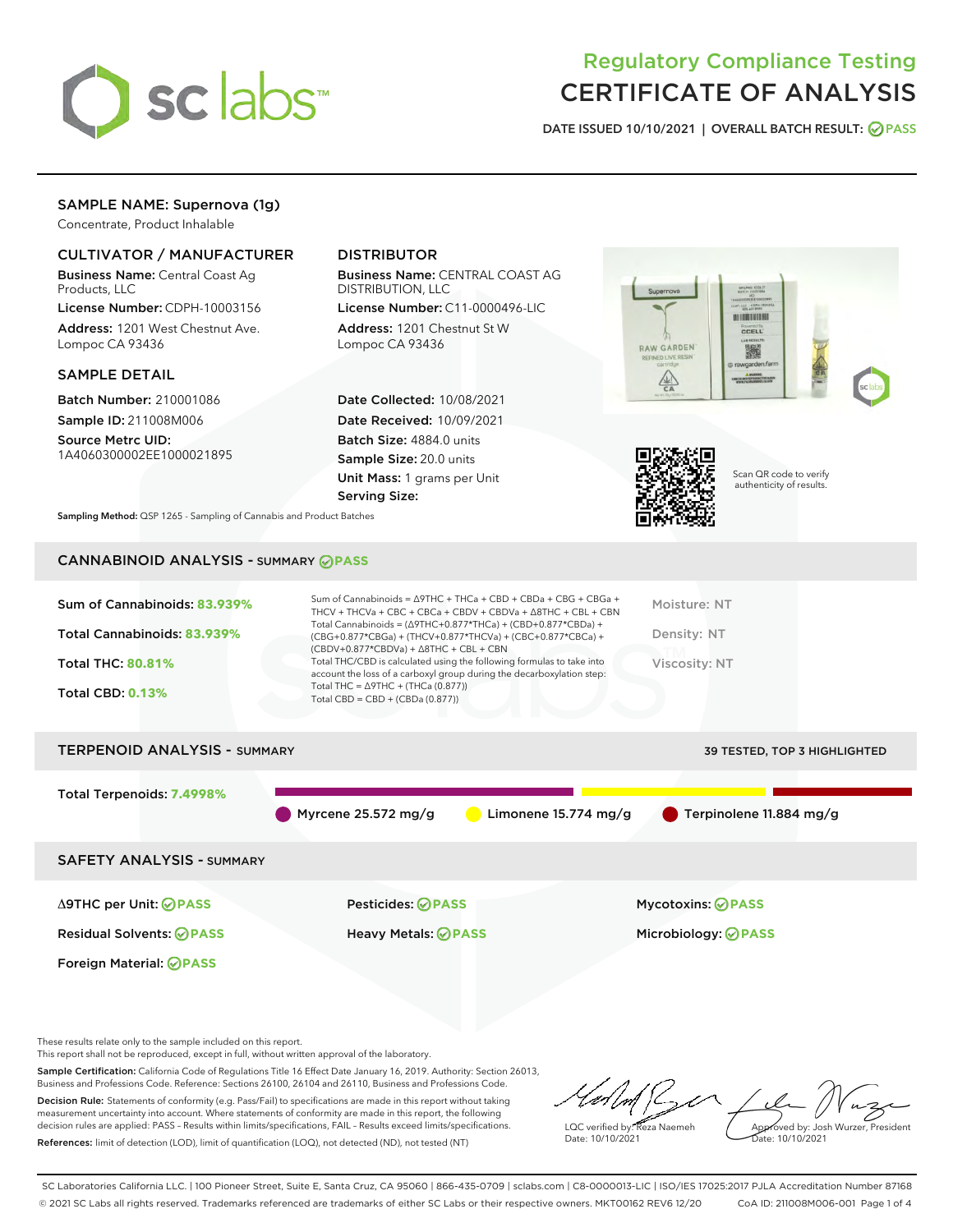# Regulatory Compliance Testing
# CERTIFICATE OF ANALYSIS

DATE ISSUED 10/10/2021 | OVERALL BATCH RESULT: PASS

## SAMPLE NAME: Supernova (1g)

Concentrate, Product Inhalable

### CULTIVATOR / MANUFACTURER

**Business Name:** Central Coast Ag Products, LLC
**License Number:** CDPH-10003156
**Address:** 1201 West Chestnut Ave. Lompoc CA 93436

### DISTRIBUTOR

**Business Name:** CENTRAL COAST AG DISTRIBUTION, LLC
**License Number:** C11-0000496-LIC
**Address:** 1201 Chestnut St W Lompoc CA 93436

### SAMPLE DETAIL

**Batch Number:** 210001086
**Sample ID:** 211008M006
**Source Metrc UID:** 1A4060300002EE1000021895

**Date Collected:** 10/08/2021
**Date Received:** 10/09/2021
**Batch Size:** 4884.0 units
**Sample Size:** 20.0 units
**Unit Mass:** 1 grams per Unit
**Serving Size:**

Scan QR code to verify authenticity of results.

**Sampling Method:** QSP 1265 - Sampling of Cannabis and Product Batches

## CANNABINOID ANALYSIS - SUMMARY PASS

Sum of Cannabinoids: **83.939%**
Total Cannabinoids: **83.939%**
Total THC: **80.81%**
Total CBD: **0.13%**

Sum of Cannabinoids = Δ9THC + THCa + CBD + CBDa + CBG + CBGa + THCV + THCVa + CBC + CBCa + CBDV + CBDVa + Δ8THC + CBL + CBN
Total Cannabinoids = (Δ9THC+0.877*THCa) + (CBD+0.877*CBDa) + (CBG+0.877*CBGa) + (THCV+0.877*THCVa) + (CBC+0.877*CBCa) + (CBDV+0.877*CBDVa) + Δ8THC + CBL + CBN
Total THC/CBD is calculated using the following formulas to take into account the loss of a carboxyl group during the decarboxylation step:
Total THC = Δ9THC + (THCa (0.877))
Total CBD = CBD + (CBDa (0.877))

Moisture: NT
Density: NT
Viscosity: NT

## TERPENOID ANALYSIS - SUMMARY

39 TESTED, TOP 3 HIGHLIGHTED

Total Terpenoids: **7.4998%**

Myrcene 25.572 mg/g
Limonene 15.774 mg/g
Terpinolene 11.884 mg/g

## SAFETY ANALYSIS - SUMMARY

Δ9THC per Unit: PASS
Pesticides: PASS
Mycotoxins: PASS
Residual Solvents: PASS
Heavy Metals: PASS
Microbiology: PASS
Foreign Material: PASS

These results relate only to the sample included on this report.
This report shall not be reproduced, except in full, without written approval of the laboratory.

**Sample Certification:** California Code of Regulations Title 16 Effect Date January 16, 2019. Authority: Section 26013, Business and Professions Code. Reference: Sections 26100, 26104 and 26110, Business and Professions Code.

**Decision Rule:** Statements of conformity (e.g. Pass/Fail) to specifications are made in this report without taking measurement uncertainty into account. Where statements of conformity are made in this report, the following decision rules are applied: PASS – Results within limits/specifications, FAIL – Results exceed limits/specifications.

**References:** limit of detection (LOD), limit of quantification (LOQ), not detected (ND), not tested (NT)

LQC verified by: Reza Naemeh
Date: 10/10/2021

Approved by: Josh Wurzer, President
Date: 10/10/2021

SC Laboratories California LLC. | 100 Pioneer Street, Suite E, Santa Cruz, CA 95060 | 866-435-0709 | sclabs.com | C8-0000013-LIC | ISO/IES 17025:2017 PJLA Accreditation Number 87168
© 2021 SC Labs all rights reserved. Trademarks referenced are trademarks of either SC Labs or their respective owners. MKT00162 REV6 12/20 CoA ID: 211008M006-001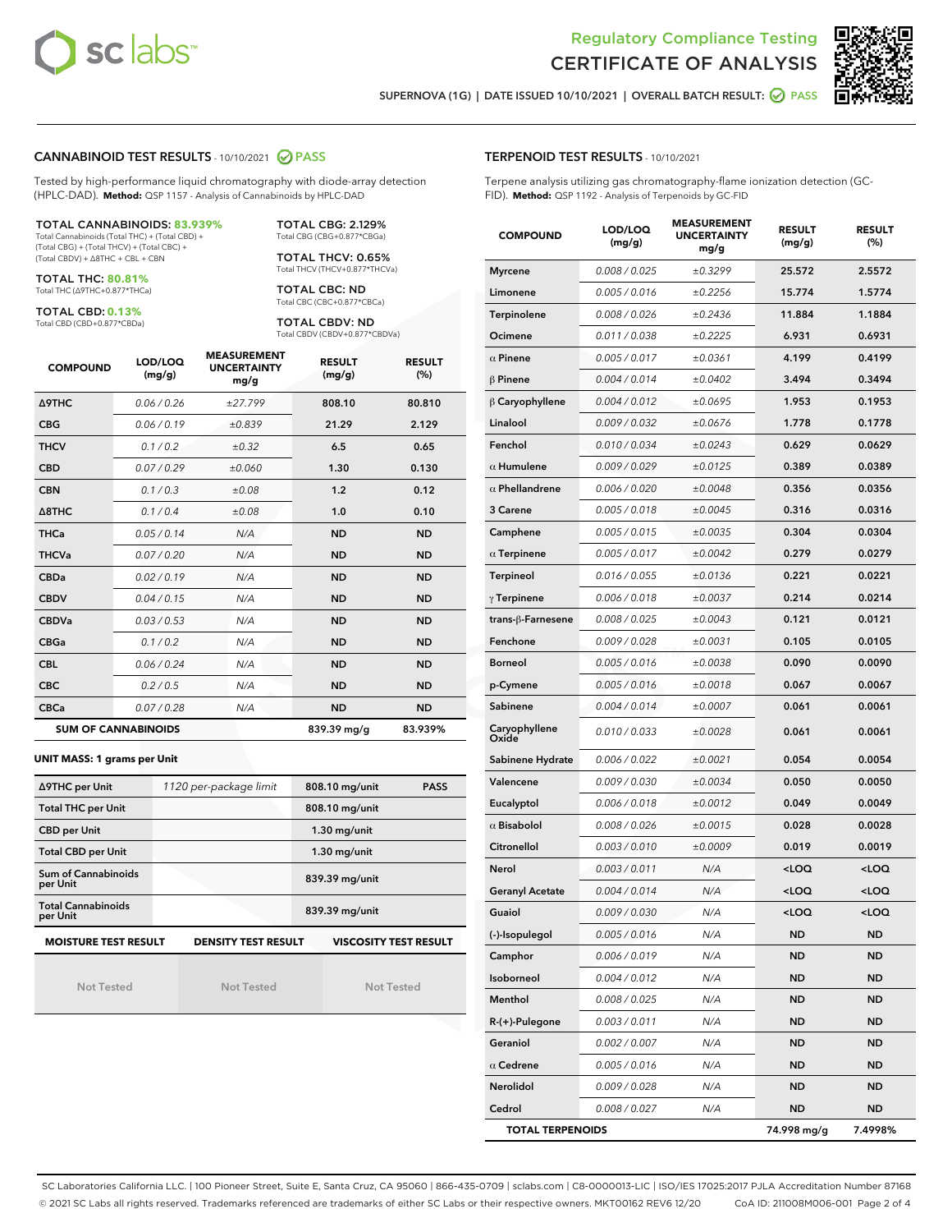# Regulatory Compliance Testing
# CERTIFICATE OF ANALYSIS

SUPERNOVA (1G) | DATE ISSUED 10/10/2021 | OVERALL BATCH RESULT: PASS

## CANNABINOID TEST RESULTS - 10/10/2021 PASS

Tested by high-performance liquid chromatography with diode-array detection (HPLC-DAD). **Method:** QSP 1157 - Analysis of Cannabinoids by HPLC-DAD

**TOTAL CANNABINOIDS: 83.939%**
Total Cannabinoids (Total THC) + (Total CBD) + (Total CBG) + (Total THCV) + (Total CBC) + (Total CBDV) + Δ8THC + CBL + CBN

**TOTAL THC: 80.81%**
Total THC (Δ9THC+0.877*THCa)

**TOTAL CBD: 0.13%**
Total CBD (CBD+0.877*CBDa)

**TOTAL CBG: 2.129%**
Total CBG (CBG+0.877*CBGa)

**TOTAL THCV: 0.65%**
Total THCV (THCV+0.877*THCVa)

**TOTAL CBC: ND**
Total CBC (CBC+0.877*CBCa)

**TOTAL CBDV: ND**
Total CBDV (CBDV+0.877*CBDVa)

| COMPOUND | LOD/LOQ (mg/g) | MEASUREMENT UNCERTAINTY mg/g | RESULT (mg/g) | RESULT (%) |
|---|---|---|---|---|
| Δ9THC | 0.06 / 0.26 | ±27.799 | 808.10 | 80.810 |
| CBG | 0.06 / 0.19 | ±0.839 | 21.29 | 2.129 |
| THCV | 0.1 / 0.2 | ±0.32 | 6.5 | 0.65 |
| CBD | 0.07 / 0.29 | ±0.060 | 1.30 | 0.130 |
| CBN | 0.1 / 0.3 | ±0.08 | 1.2 | 0.12 |
| Δ8THC | 0.1 / 0.4 | ±0.08 | 1.0 | 0.10 |
| THCa | 0.05 / 0.14 | N/A | ND | ND |
| THCVa | 0.07 / 0.20 | N/A | ND | ND |
| CBDa | 0.02 / 0.19 | N/A | ND | ND |
| CBDV | 0.04 / 0.15 | N/A | ND | ND |
| CBDVa | 0.03 / 0.53 | N/A | ND | ND |
| CBGa | 0.1 / 0.2 | N/A | ND | ND |
| CBL | 0.06 / 0.24 | N/A | ND | ND |
| CBC | 0.2 / 0.5 | N/A | ND | ND |
| CBCa | 0.07 / 0.28 | N/A | ND | ND |
| **SUM OF CANNABINOIDS** | | | 839.39 mg/g | 83.939% |

**UNIT MASS: 1 grams per Unit**

| | | | |
|---|---|---|---|
| Δ9THC per Unit | 1120 per-package limit | 808.10 mg/unit | PASS |
| Total THC per Unit | | 808.10 mg/unit | |
| CBD per Unit | | 1.30 mg/unit | |
| Total CBD per Unit | | 1.30 mg/unit | |
| Sum of Cannabinoids per Unit | | 839.39 mg/unit | |
| Total Cannabinoids per Unit | | 839.39 mg/unit | |

| MOISTURE TEST RESULT | DENSITY TEST RESULT | VISCOSITY TEST RESULT |
|---|---|---|
| Not Tested | Not Tested | Not Tested |

## TERPENOID TEST RESULTS - 10/10/2021

Terpene analysis utilizing gas chromatography-flame ionization detection (GC-FID). **Method:** QSP 1192 - Analysis of Terpenoids by GC-FID

| COMPOUND | LOD/LOQ (mg/g) | MEASUREMENT UNCERTAINTY mg/g | RESULT (mg/g) | RESULT (%) |
|---|---|---|---|---|
| Myrcene | 0.008 / 0.025 | ±0.3299 | 25.572 | 2.5572 |
| Limonene | 0.005 / 0.016 | ±0.2256 | 15.774 | 1.5774 |
| Terpinolene | 0.008 / 0.026 | ±0.2436 | 11.884 | 1.1884 |
| Ocimene | 0.011 / 0.038 | ±0.2225 | 6.931 | 0.6931 |
| α Pinene | 0.005 / 0.017 | ±0.0361 | 4.199 | 0.4199 |
| β Pinene | 0.004 / 0.014 | ±0.0402 | 3.494 | 0.3494 |
| β Caryophyllene | 0.004 / 0.012 | ±0.0695 | 1.953 | 0.1953 |
| Linalool | 0.009 / 0.032 | ±0.0676 | 1.778 | 0.1778 |
| Fenchol | 0.010 / 0.034 | ±0.0243 | 0.629 | 0.0629 |
| α Humulene | 0.009 / 0.029 | ±0.0125 | 0.389 | 0.0389 |
| α Phellandrene | 0.006 / 0.020 | ±0.0048 | 0.356 | 0.0356 |
| 3 Carene | 0.005 / 0.018 | ±0.0045 | 0.316 | 0.0316 |
| Camphene | 0.005 / 0.015 | ±0.0035 | 0.304 | 0.0304 |
| α Terpinene | 0.005 / 0.017 | ±0.0042 | 0.279 | 0.0279 |
| Terpineol | 0.016 / 0.055 | ±0.0136 | 0.221 | 0.0221 |
| γ Terpinene | 0.006 / 0.018 | ±0.0037 | 0.214 | 0.0214 |
| trans-β-Farnesene | 0.008 / 0.025 | ±0.0043 | 0.121 | 0.0121 |
| Fenchone | 0.009 / 0.028 | ±0.0031 | 0.105 | 0.0105 |
| Borneol | 0.005 / 0.016 | ±0.0038 | 0.090 | 0.0090 |
| p-Cymene | 0.005 / 0.016 | ±0.0018 | 0.067 | 0.0067 |
| Sabinene | 0.004 / 0.014 | ±0.0007 | 0.061 | 0.0061 |
| Caryophyllene Oxide | 0.010 / 0.033 | ±0.0028 | 0.061 | 0.0061 |
| Sabinene Hydrate | 0.006 / 0.022 | ±0.0021 | 0.054 | 0.0054 |
| Valencene | 0.009 / 0.030 | ±0.0034 | 0.050 | 0.0050 |
| Eucalyptol | 0.006 / 0.018 | ±0.0012 | 0.049 | 0.0049 |
| α Bisabolol | 0.008 / 0.026 | ±0.0015 | 0.028 | 0.0028 |
| Citronellol | 0.003 / 0.010 | ±0.0009 | 0.019 | 0.0019 |
| Nerol | 0.003 / 0.011 | N/A | <LOQ | <LOQ |
| Geranyl Acetate | 0.004 / 0.014 | N/A | <LOQ | <LOQ |
| Guaiol | 0.009 / 0.030 | N/A | <LOQ | <LOQ |
| (-)-Isopulegol | 0.005 / 0.016 | N/A | ND | ND |
| Camphor | 0.006 / 0.019 | N/A | ND | ND |
| Isoborneol | 0.004 / 0.012 | N/A | ND | ND |
| Menthol | 0.008 / 0.025 | N/A | ND | ND |
| R-(+)-Pulegone | 0.003 / 0.011 | N/A | ND | ND |
| Geraniol | 0.002 / 0.007 | N/A | ND | ND |
| α Cedrene | 0.005 / 0.016 | N/A | ND | ND |
| Nerolidol | 0.009 / 0.028 | N/A | ND | ND |
| Cedrol | 0.008 / 0.027 | N/A | ND | ND |
| **TOTAL TERPENOIDS** | | | 74.998 mg/g | 7.4998% |

SC Laboratories California LLC. | 100 Pioneer Street, Suite E, Santa Cruz, CA 95060 | 866-435-0709 | sclabs.com | C8-0000013-LIC | ISO/IES 17025:2017 PJLA Accreditation Number 87168
© 2021 SC Labs all rights reserved. Trademarks referenced are trademarks of either SC Labs or their respective owners. MKT00162 REV6 12/20 CoA ID: 211008M006-001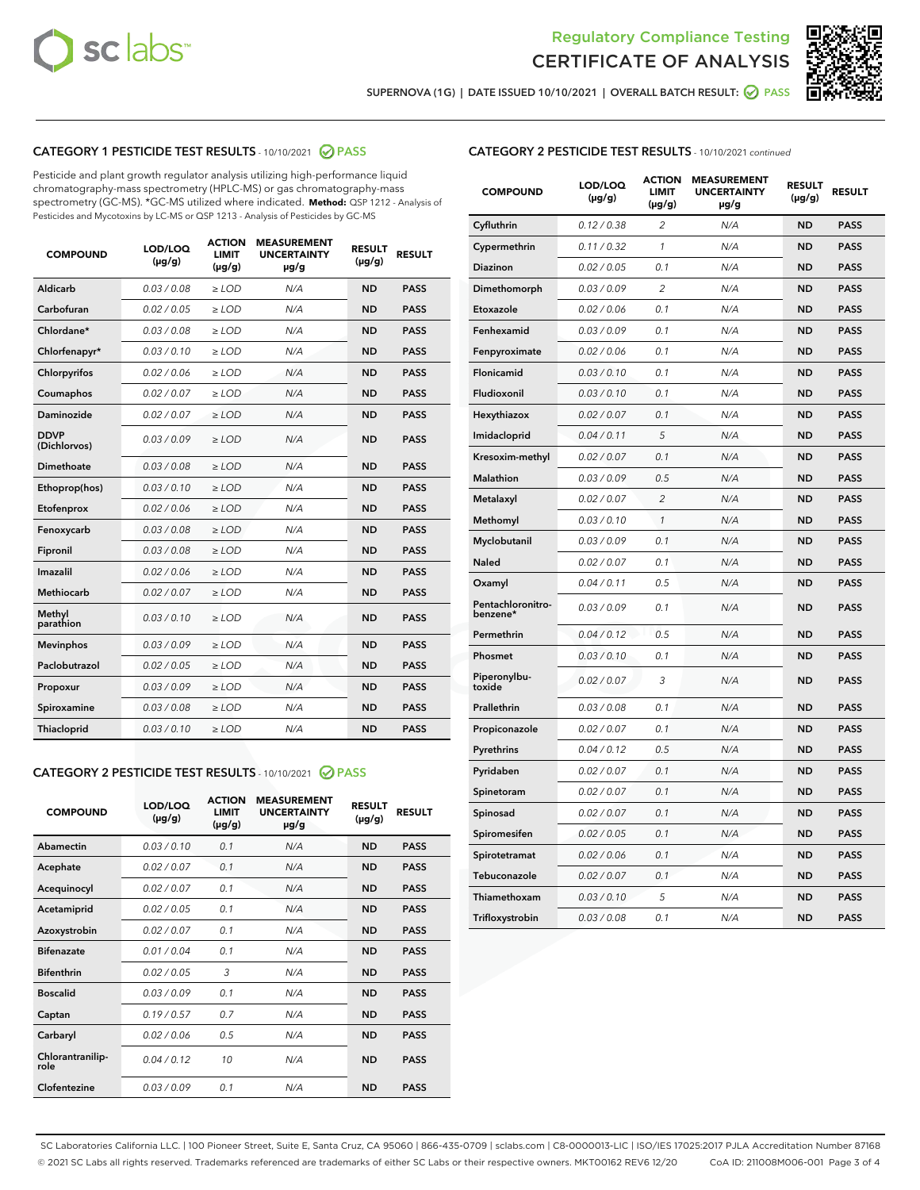## Regulatory Compliance Testing
# CERTIFICATE OF ANALYSIS

SUPERNOVA (1G) | DATE ISSUED 10/10/2021 | OVERALL BATCH RESULT: PASS

### CATEGORY 1 PESTICIDE TEST RESULTS - 10/10/2021 PASS

Pesticide and plant growth regulator analysis utilizing high-performance liquid chromatography-mass spectrometry (HPLC-MS) or gas chromatography-mass spectrometry (GC-MS). *GC-MS utilized where indicated. **Method:** QSP 1212 - Analysis of Pesticides and Mycotoxins by LC-MS or QSP 1213 - Analysis of Pesticides by GC-MS

| COMPOUND | LOD/LOQ (µg/g) | ACTION LIMIT (µg/g) | MEASUREMENT UNCERTAINTY µg/g | RESULT (µg/g) | RESULT |
|---|---|---|---|---|---|
| Aldicarb | 0.03 / 0.08 | ≥ LOD | N/A | ND | PASS |
| Carbofuran | 0.02 / 0.05 | ≥ LOD | N/A | ND | PASS |
| Chlordane* | 0.03 / 0.08 | ≥ LOD | N/A | ND | PASS |
| Chlorfenapyr* | 0.03 / 0.10 | ≥ LOD | N/A | ND | PASS |
| Chlorpyrifos | 0.02 / 0.06 | ≥ LOD | N/A | ND | PASS |
| Coumaphos | 0.02 / 0.07 | ≥ LOD | N/A | ND | PASS |
| Daminozide | 0.02 / 0.07 | ≥ LOD | N/A | ND | PASS |
| DDVP (Dichlorvos) | 0.03 / 0.09 | ≥ LOD | N/A | ND | PASS |
| Dimethoate | 0.03 / 0.08 | ≥ LOD | N/A | ND | PASS |
| Ethoprop(hos) | 0.03 / 0.10 | ≥ LOD | N/A | ND | PASS |
| Etofenprox | 0.02 / 0.06 | ≥ LOD | N/A | ND | PASS |
| Fenoxycarb | 0.03 / 0.08 | ≥ LOD | N/A | ND | PASS |
| Fipronil | 0.03 / 0.08 | ≥ LOD | N/A | ND | PASS |
| Imazalil | 0.02 / 0.06 | ≥ LOD | N/A | ND | PASS |
| Methiocarb | 0.02 / 0.07 | ≥ LOD | N/A | ND | PASS |
| Methyl parathion | 0.03 / 0.10 | ≥ LOD | N/A | ND | PASS |
| Mevinphos | 0.03 / 0.09 | ≥ LOD | N/A | ND | PASS |
| Paclobutrazol | 0.02 / 0.05 | ≥ LOD | N/A | ND | PASS |
| Propoxur | 0.03 / 0.09 | ≥ LOD | N/A | ND | PASS |
| Spiroxamine | 0.03 / 0.08 | ≥ LOD | N/A | ND | PASS |
| Thiacloprid | 0.03 / 0.10 | ≥ LOD | N/A | ND | PASS |

### CATEGORY 2 PESTICIDE TEST RESULTS - 10/10/2021 PASS

| COMPOUND | LOD/LOQ (µg/g) | ACTION LIMIT (µg/g) | MEASUREMENT UNCERTAINTY µg/g | RESULT (µg/g) | RESULT |
|---|---|---|---|---|---|
| Abamectin | 0.03 / 0.10 | 0.1 | N/A | ND | PASS |
| Acephate | 0.02 / 0.07 | 0.1 | N/A | ND | PASS |
| Acequinocyl | 0.02 / 0.07 | 0.1 | N/A | ND | PASS |
| Acetamiprid | 0.02 / 0.05 | 0.1 | N/A | ND | PASS |
| Azoxystrobin | 0.02 / 0.07 | 0.1 | N/A | ND | PASS |
| Bifenazate | 0.01 / 0.04 | 0.1 | N/A | ND | PASS |
| Bifenthrin | 0.02 / 0.05 | 3 | N/A | ND | PASS |
| Boscalid | 0.03 / 0.09 | 0.1 | N/A | ND | PASS |
| Captan | 0.19 / 0.57 | 0.7 | N/A | ND | PASS |
| Carbaryl | 0.02 / 0.06 | 0.5 | N/A | ND | PASS |
| Chlorantraniliprole | 0.04 / 0.12 | 10 | N/A | ND | PASS |
| Clofentezine | 0.03 / 0.09 | 0.1 | N/A | ND | PASS |
| Cyfluthrin | 0.12 / 0.38 | 2 | N/A | ND | PASS |
| Cypermethrin | 0.11 / 0.32 | 1 | N/A | ND | PASS |
| Diazinon | 0.02 / 0.05 | 0.1 | N/A | ND | PASS |
| Dimethomorph | 0.03 / 0.09 | 2 | N/A | ND | PASS |
| Etoxazole | 0.02 / 0.06 | 0.1 | N/A | ND | PASS |
| Fenhexamid | 0.03 / 0.09 | 0.1 | N/A | ND | PASS |
| Fenpyroximate | 0.02 / 0.06 | 0.1 | N/A | ND | PASS |
| Flonicamid | 0.03 / 0.10 | 0.1 | N/A | ND | PASS |
| Fludioxonil | 0.03 / 0.10 | 0.1 | N/A | ND | PASS |
| Hexythiazox | 0.02 / 0.07 | 0.1 | N/A | ND | PASS |
| Imidacloprid | 0.04 / 0.11 | 5 | N/A | ND | PASS |
| Kresoxim-methyl | 0.02 / 0.07 | 0.1 | N/A | ND | PASS |
| Malathion | 0.03 / 0.09 | 0.5 | N/A | ND | PASS |
| Metalaxyl | 0.02 / 0.07 | 2 | N/A | ND | PASS |
| Methomyl | 0.03 / 0.10 | 1 | N/A | ND | PASS |
| Myclobutanil | 0.03 / 0.09 | 0.1 | N/A | ND | PASS |
| Naled | 0.02 / 0.07 | 0.1 | N/A | ND | PASS |
| Oxamyl | 0.04 / 0.11 | 0.5 | N/A | ND | PASS |
| Pentachloronitrobenzene* | 0.03 / 0.09 | 0.1 | N/A | ND | PASS |
| Permethrin | 0.04 / 0.12 | 0.5 | N/A | ND | PASS |
| Phosmet | 0.03 / 0.10 | 0.1 | N/A | ND | PASS |
| Piperonylbutoxide | 0.02 / 0.07 | 3 | N/A | ND | PASS |
| Prallethrin | 0.03 / 0.08 | 0.1 | N/A | ND | PASS |
| Propiconazole | 0.02 / 0.07 | 0.1 | N/A | ND | PASS |
| Pyrethrins | 0.04 / 0.12 | 0.5 | N/A | ND | PASS |
| Pyridaben | 0.02 / 0.07 | 0.1 | N/A | ND | PASS |
| Spinetoram | 0.02 / 0.07 | 0.1 | N/A | ND | PASS |
| Spinosad | 0.02 / 0.07 | 0.1 | N/A | ND | PASS |
| Spiromesifen | 0.02 / 0.05 | 0.1 | N/A | ND | PASS |
| Spirotetramat | 0.02 / 0.06 | 0.1 | N/A | ND | PASS |
| Tebuconazole | 0.02 / 0.07 | 0.1 | N/A | ND | PASS |
| Thiamethoxam | 0.03 / 0.10 | 5 | N/A | ND | PASS |
| Trifloxystrobin | 0.03 / 0.08 | 0.1 | N/A | ND | PASS |

SC Laboratories California LLC. | 100 Pioneer Street, Suite E, Santa Cruz, CA 95060 | 866-435-0709 | sclabs.com | C8-0000013-LIC | ISO/IES 17025:2017 PJLA Accreditation Number 87168
© 2021 SC Labs all rights reserved. Trademarks referenced are trademarks of either SC Labs or their respective owners. MKT00162 REV6 12/20 CoA ID: 211008M006-001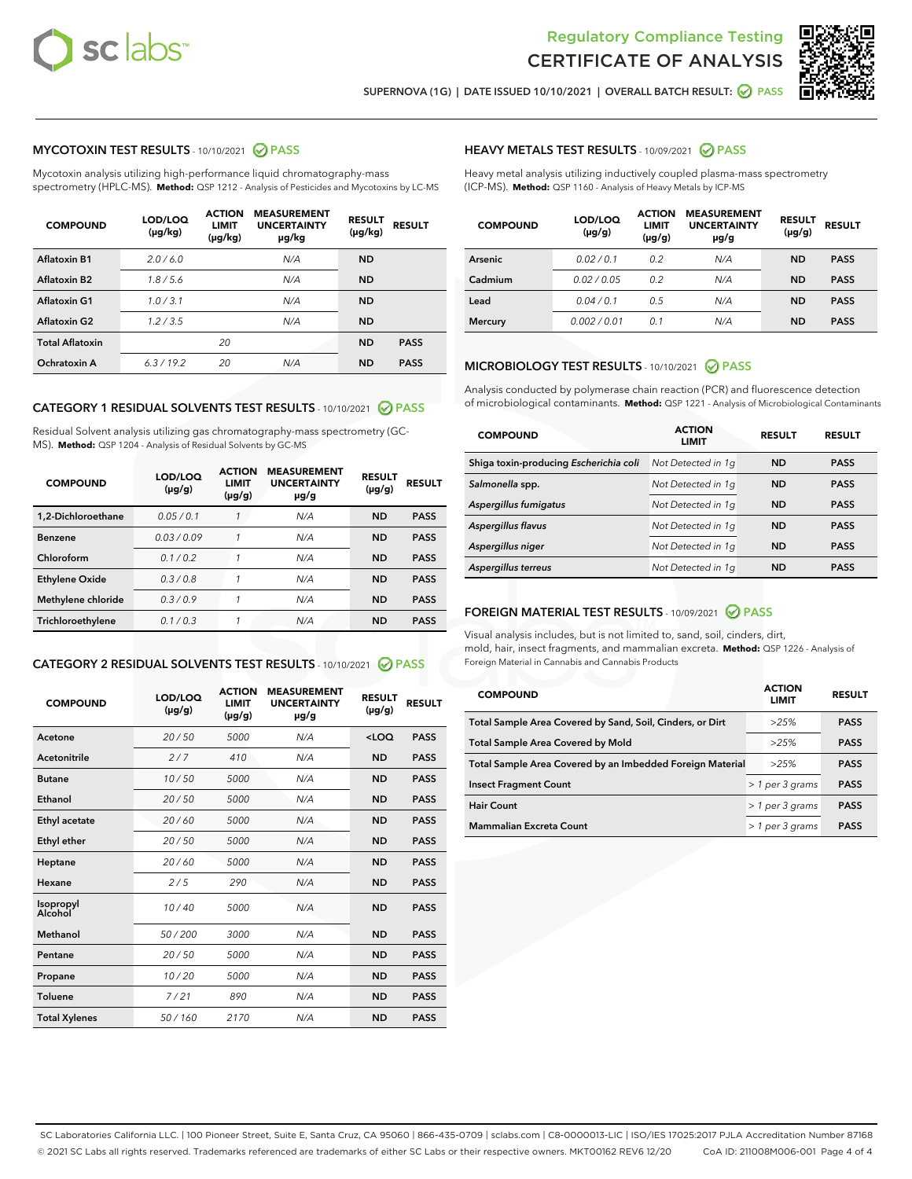Regulatory Compliance Testing
# CERTIFICATE OF ANALYSIS

SUPERNOVA (1G) | DATE ISSUED 10/10/2021 | OVERALL BATCH RESULT: PASS

## MYCOTOXIN TEST RESULTS - 10/10/2021 PASS

Mycotoxin analysis utilizing high-performance liquid chromatography-mass spectrometry (HPLC-MS). **Method:** QSP 1212 - Analysis of Pesticides and Mycotoxins by LC-MS

| COMPOUND | LOD/LOQ (µg/kg) | ACTION LIMIT (µg/kg) | MEASUREMENT UNCERTAINTY µg/kg | RESULT (µg/kg) | RESULT |
|---|---|---|---|---|---|
| Aflatoxin B1 | 2.0 / 6.0 | | N/A | ND | |
| Aflatoxin B2 | 1.8 / 5.6 | | N/A | ND | |
| Aflatoxin G1 | 1.0 / 3.1 | | N/A | ND | |
| Aflatoxin G2 | 1.2 / 3.5 | | N/A | ND | |
| Total Aflatoxin | | 20 | | ND | PASS |
| Ochratoxin A | 6.3 / 19.2 | 20 | N/A | ND | PASS |

## CATEGORY 1 RESIDUAL SOLVENTS TEST RESULTS - 10/10/2021 PASS

Residual Solvent analysis utilizing gas chromatography-mass spectrometry (GC-MS). **Method:** QSP 1204 - Analysis of Residual Solvents by GC-MS

| COMPOUND | LOD/LOQ (µg/g) | ACTION LIMIT (µg/g) | MEASUREMENT UNCERTAINTY µg/g | RESULT (µg/g) | RESULT |
|---|---|---|---|---|---|
| 1,2-Dichloroethane | 0.05 / 0.1 | 1 | N/A | ND | PASS |
| Benzene | 0.03 / 0.09 | 1 | N/A | ND | PASS |
| Chloroform | 0.1 / 0.2 | 1 | N/A | ND | PASS |
| Ethylene Oxide | 0.3 / 0.8 | 1 | N/A | ND | PASS |
| Methylene chloride | 0.3 / 0.9 | 1 | N/A | ND | PASS |
| Trichloroethylene | 0.1 / 0.3 | 1 | N/A | ND | PASS |

## CATEGORY 2 RESIDUAL SOLVENTS TEST RESULTS - 10/10/2021 PASS

| COMPOUND | LOD/LOQ (µg/g) | ACTION LIMIT (µg/g) | MEASUREMENT UNCERTAINTY µg/g | RESULT (µg/g) | RESULT |
|---|---|---|---|---|---|
| Acetone | 20 / 50 | 5000 | N/A | <LOQ | PASS |
| Acetonitrile | 2 / 7 | 410 | N/A | ND | PASS |
| Butane | 10 / 50 | 5000 | N/A | ND | PASS |
| Ethanol | 20 / 50 | 5000 | N/A | ND | PASS |
| Ethyl acetate | 20 / 60 | 5000 | N/A | ND | PASS |
| Ethyl ether | 20 / 50 | 5000 | N/A | ND | PASS |
| Heptane | 20 / 60 | 5000 | N/A | ND | PASS |
| Hexane | 2 / 5 | 290 | N/A | ND | PASS |
| Isopropyl Alcohol | 10 / 40 | 5000 | N/A | ND | PASS |
| Methanol | 50 / 200 | 3000 | N/A | ND | PASS |
| Pentane | 20 / 50 | 5000 | N/A | ND | PASS |
| Propane | 10 / 20 | 5000 | N/A | ND | PASS |
| Toluene | 7 / 21 | 890 | N/A | ND | PASS |
| Total Xylenes | 50 / 160 | 2170 | N/A | ND | PASS |

## HEAVY METALS TEST RESULTS - 10/09/2021 PASS

Heavy metal analysis utilizing inductively coupled plasma-mass spectrometry (ICP-MS). **Method:** QSP 1160 - Analysis of Heavy Metals by ICP-MS

| COMPOUND | LOD/LOQ (µg/g) | ACTION LIMIT (µg/g) | MEASUREMENT UNCERTAINTY µg/g | RESULT (µg/g) | RESULT |
|---|---|---|---|---|---|
| Arsenic | 0.02 / 0.1 | 0.2 | N/A | ND | PASS |
| Cadmium | 0.02 / 0.05 | 0.2 | N/A | ND | PASS |
| Lead | 0.04 / 0.1 | 0.5 | N/A | ND | PASS |
| Mercury | 0.002 / 0.01 | 0.1 | N/A | ND | PASS |

## MICROBIOLOGY TEST RESULTS - 10/10/2021 PASS

Analysis conducted by polymerase chain reaction (PCR) and fluorescence detection of microbiological contaminants. **Method:** QSP 1221 - Analysis of Microbiological Contaminants

| COMPOUND | ACTION LIMIT | RESULT | RESULT |
|---|---|---|---|
| Shiga toxin-producing *Escherichia coli* | Not Detected in 1g | ND | PASS |
| *Salmonella* spp. | Not Detected in 1g | ND | PASS |
| *Aspergillus fumigatus* | Not Detected in 1g | ND | PASS |
| *Aspergillus flavus* | Not Detected in 1g | ND | PASS |
| *Aspergillus niger* | Not Detected in 1g | ND | PASS |
| *Aspergillus terreus* | Not Detected in 1g | ND | PASS |

## FOREIGN MATERIAL TEST RESULTS - 10/09/2021 PASS

Visual analysis includes, but is not limited to, sand, soil, cinders, dirt, mold, hair, insect fragments, and mammalian excreta. **Method:** QSP 1226 - Analysis of Foreign Material in Cannabis and Cannabis Products

| COMPOUND | ACTION LIMIT | RESULT |
|---|---|---|
| Total Sample Area Covered by Sand, Soil, Cinders, or Dirt | >25% | PASS |
| Total Sample Area Covered by Mold | >25% | PASS |
| Total Sample Area Covered by an Imbedded Foreign Material | >25% | PASS |
| Insect Fragment Count | > 1 per 3 grams | PASS |
| Hair Count | > 1 per 3 grams | PASS |
| Mammalian Excreta Count | > 1 per 3 grams | PASS |

SC Laboratories California LLC. | 100 Pioneer Street, Suite E, Santa Cruz, CA 95060 | 866-435-0709 | sclabs.com | C8-0000013-LIC | ISO/IES 17025:2017 PJLA Accreditation Number 87168
© 2021 SC Labs all rights reserved. Trademarks referenced are trademarks of either SC Labs or their respective owners. MKT00162 REV6 12/20 CoA ID: 211008M006-001